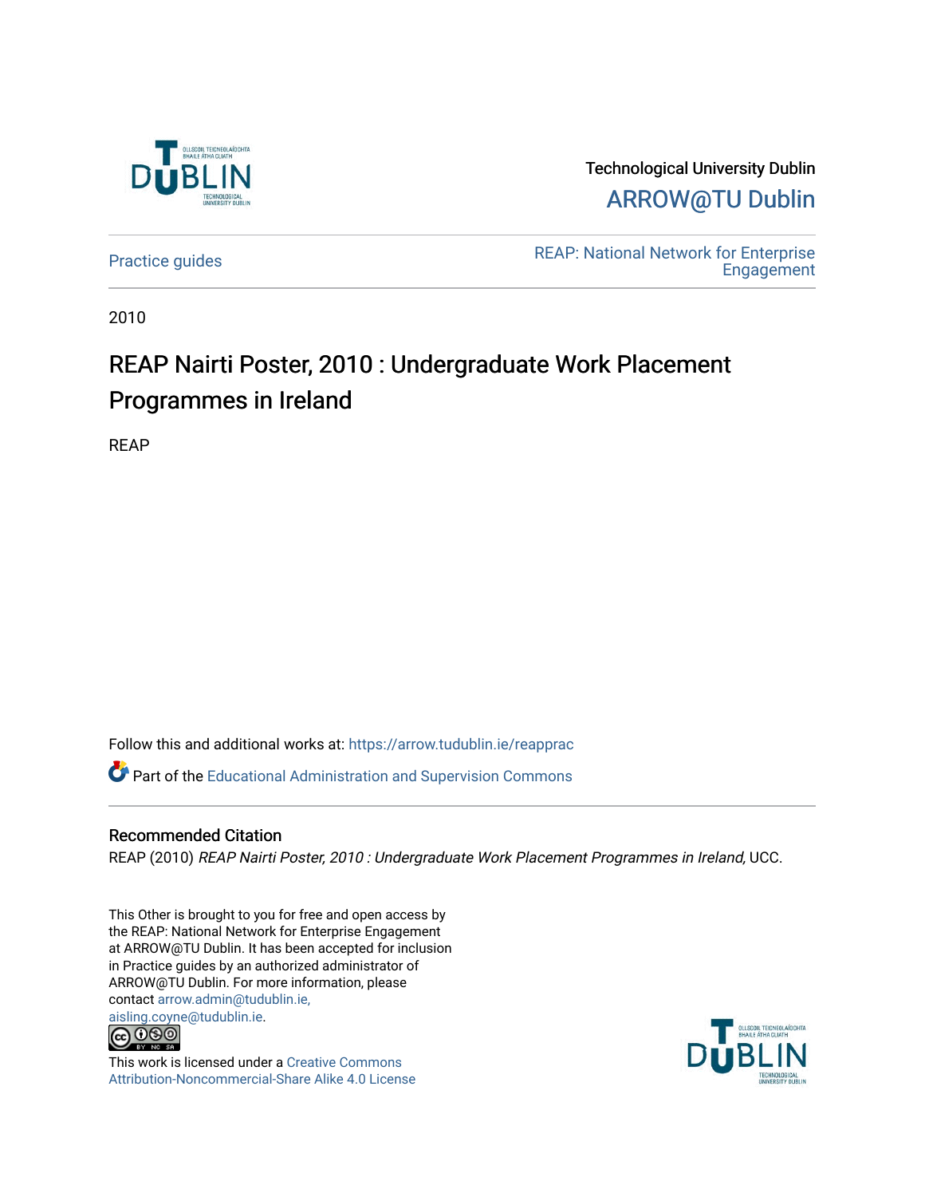Technological University Dublin

ARROW@TU Dublin

Practice guides

REAP: National Network for Enterprise Engagement

2010

# REAP Nairti Poster, 2010 : Undergraduate Work Placement Programmes in Ireland

REAP

Follow this and additional works at: https://arrow.tudublin.ie/reapprac

Part of the Educational Administration and Supervision Commons

## Recommended Citation

REAP (2010) *REAP Nairti Poster, 2010 : Undergraduate Work Placement Programmes in Ireland,* UCC.

This Other is brought to you for free and open access by the REAP: National Network for Enterprise Engagement at ARROW@TU Dublin. It has been accepted for inclusion in Practice guides by an authorized administrator of ARROW@TU Dublin. For more information, please contact arrow.admin@tudublin.ie, aisling.coyne@tudublin.ie.

This work is licensed under a Creative Commons Attribution-Noncommercial-Share Alike 4.0 License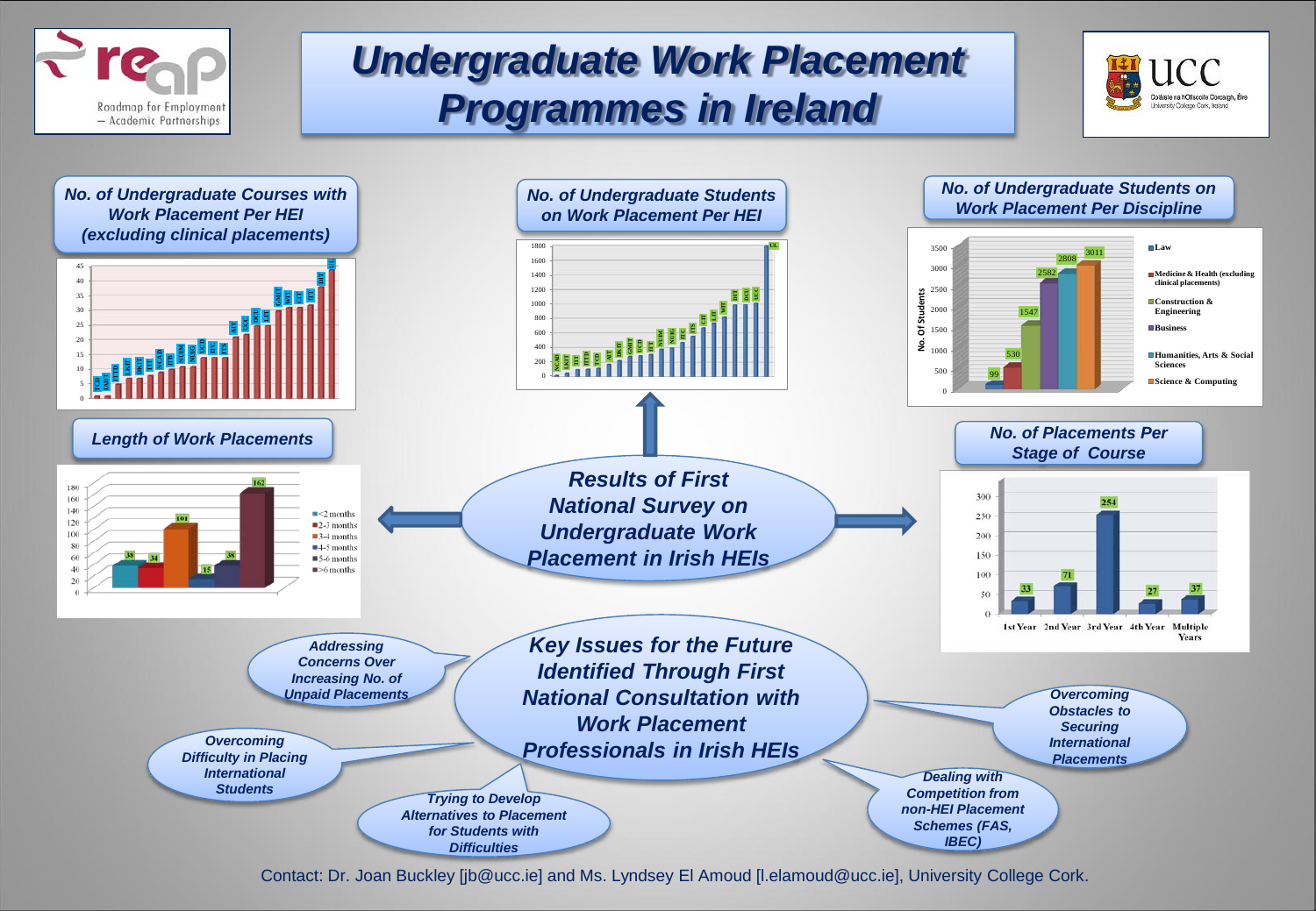# Undergraduate Work Placement Programmes in Ireland

reap — Roadmap for Employment – Academic Partnerships

UCC — Coláiste na hOllscoile Corcaigh, Éire — University College Cork, Ireland

## No. of Undergraduate Courses with Work Placement Per HEI (excluding clinical placements)

45, 40, 35, 30, 25, 20, 15, 10, 5, 0

TCD, IADT, ITTD, LSAT, DKIT, DIT, NCAD, ITB, NUIM, NUIG, UCD, ITC, ITS, AIT, UCC, DCU, LIT, GMIT, WIT, CIT, ITT, DIT, UL

## No. of Undergraduate Students on Work Placement Per HEI

1800, 1600, 1400, 1200, 1000, 800, 600, 400, 200, 0

NCAD, LSAT, DIT, ITTD, TCD, AIT, DKIT, GMIT, UCD, ITT, NUIM, NUIG, ITC, ITS, CIT, LIT, WIT, DIT, DCU, UCC, UL

## No. of Undergraduate Students on Work Placement Per Discipline

No. Of Students

3500, 3000, 2500, 2000, 1500, 1000, 500, 0

99, 530, 1547, 2582, 2808, 3011

- Law
- Medicine & Health (excluding clinical placements)
- Construction & Engineering
- Business
- Humanities, Arts & Social Sciences
- Science & Computing

## Length of Work Placements

180, 160, 140, 120, 100, 80, 60, 40, 20, 0

38, 34, 101, 15, 38, 162

- <2 months
- 2-3 months
- 3-4 months
- 4-5 months
- 5-6 months
- >6 months

## No. of Placements Per Stage of Course

300, 250, 200, 150, 100, 50, 0

33, 71, 254, 27, 37

1st Year, 2nd Year, 3rd Year, 4th Year, Multiple Years

## Results of First National Survey on Undergraduate Work Placement in Irish HEIs

## Key Issues for the Future Identified Through First National Consultation with Work Placement Professionals in Irish HEIs

- Addressing Concerns Over Increasing No. of Unpaid Placements
- Overcoming Difficulty in Placing International Students
- Trying to Develop Alternatives to Placement for Students with Difficulties
- Dealing with Competition from non-HEI Placement Schemes (FAS, IBEC)
- Overcoming Obstacles to Securing International Placements

Contact: Dr. Joan Buckley [jb@ucc.ie] and Ms. Lyndsey El Amoud [l.elamoud@ucc.ie], University College Cork.